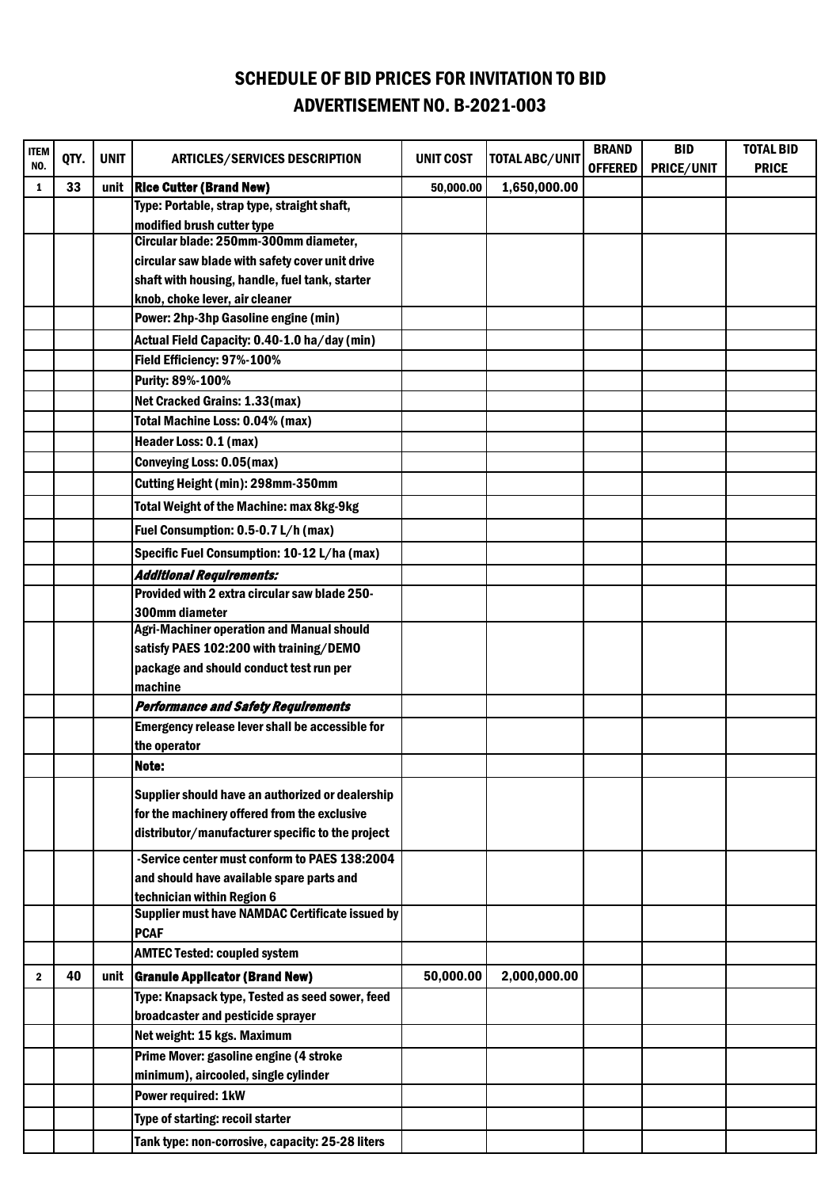# SCHEDULE OF BID PRICES FOR INVITATION TO BID
## ADVERTISEMENT NO. B-2021-003

| ITEM NO. | QTY. | UNIT | ARTICLES/SERVICES DESCRIPTION | UNIT COST | TOTAL ABC/UNIT | BRAND OFFERED | BID PRICE/UNIT | TOTAL BID PRICE |
|---|---|---|---|---|---|---|---|---|
| 1 | 33 | unit | **Rice Cutter (Brand New)** | 50,000.00 | 1,650,000.00 | | | |
| | | | Type: Portable, strap type, straight shaft, modified brush cutter type | | | | | |
| | | | Circular blade: 250mm-300mm diameter, circular saw blade with safety cover unit drive shaft with housing, handle, fuel tank, starter knob, choke lever, air cleaner | | | | | |
| | | | Power: 2hp-3hp Gasoline engine (min) | | | | | |
| | | | Actual Field Capacity: 0.40-1.0 ha/day (min) | | | | | |
| | | | Field Efficiency: 97%-100% | | | | | |
| | | | Purity: 89%-100% | | | | | |
| | | | Net Cracked Grains: 1.33(max) | | | | | |
| | | | Total Machine Loss: 0.04% (max) | | | | | |
| | | | Header Loss: 0.1 (max) | | | | | |
| | | | Conveying Loss: 0.05(max) | | | | | |
| | | | Cutting Height (min): 298mm-350mm | | | | | |
| | | | Total Weight of the Machine: max 8kg-9kg | | | | | |
| | | | Fuel Consumption: 0.5-0.7 L/h (max) | | | | | |
| | | | Specific Fuel Consumption: 10-12 L/ha (max) | | | | | |
| | | | ***Additional Requirements:*** | | | | | |
| | | | Provided with 2 extra circular saw blade 250-300mm diameter | | | | | |
| | | | Agri-Machiner operation and Manual should satisfy PAES 102:200 with training/DEMO package and should conduct test run per machine | | | | | |
| | | | ***Performance and Safety Requirements*** | | | | | |
| | | | Emergency release lever shall be accessible for the operator | | | | | |
| | | | **Note:** | | | | | |
| | | | Supplier should have an authorized or dealership for the machinery offered from the exclusive distributor/manufacturer specific to the project | | | | | |
| | | | -Service center must conform to PAES 138:2004 and should have available spare parts and technician within Region 6 | | | | | |
| | | | Supplier must have NAMDAC Certificate issued by PCAF | | | | | |
| | | | AMTEC Tested: coupled system | | | | | |
| 2 | 40 | unit | **Granule Applicator (Brand New)** | 50,000.00 | 2,000,000.00 | | | |
| | | | Type: Knapsack type, Tested as seed sower, feed broadcaster and pesticide sprayer | | | | | |
| | | | Net weight: 15 kgs. Maximum | | | | | |
| | | | Prime Mover: gasoline engine (4 stroke minimum), aircooled, single cylinder | | | | | |
| | | | Power required: 1kW | | | | | |
| | | | Type of starting: recoil starter | | | | | |
| | | | Tank type: non-corrosive, capacity: 25-28 liters | | | | | |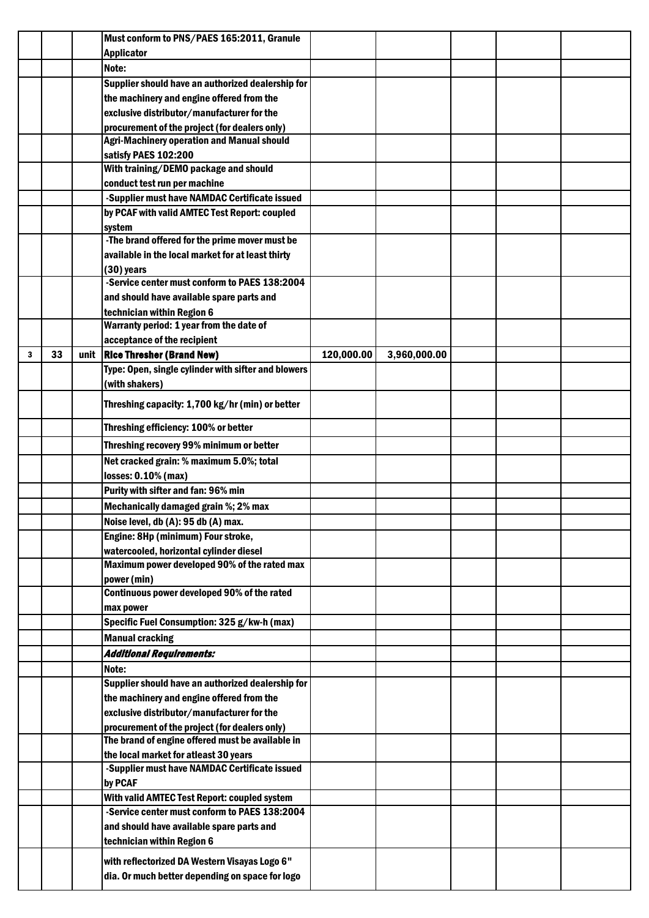| | | | | | | | |
|---|---|---|---|---|---|---|---|
| | | | Must conform to PNS/PAES 165:2011, Granule Applicator | | | | |
| | | | Note: | | | | |
| | | | Supplier should have an authorized dealership for the machinery and engine offered from the exclusive distributor/manufacturer for the procurement of the project (for dealers only) | | | | |
| | | | Agri-Machinery operation and Manual should satisfy PAES 102:200 | | | | |
| | | | With training/DEMO package and should conduct test run per machine | | | | |
| | | | -Supplier must have NAMDAC Certificate issued by PCAF with valid AMTEC Test Report: coupled system | | | | |
| | | | -The brand offered for the prime mover must be available in the local market for at least thirty (30) years | | | | |
| | | | -Service center must conform to PAES 138:2004 and should have available spare parts and technician within Region 6 | | | | |
| | | | Warranty period: 1 year from the date of acceptance of the recipient | | | | |
| 3 | 33 | unit | **Rice Thresher (Brand New)** | 120,000.00 | 3,960,000.00 | | |
| | | | Type: Open, single cylinder with sifter and blowers (with shakers) | | | | |
| | | | Threshing capacity: 1,700 kg/hr (min) or better | | | | |
| | | | Threshing efficiency: 100% or better | | | | |
| | | | Threshing recovery 99% minimum or better | | | | |
| | | | Net cracked grain: % maximum 5.0%; total losses: 0.10% (max) | | | | |
| | | | Purity with sifter and fan: 96% min | | | | |
| | | | Mechanically damaged grain %; 2% max | | | | |
| | | | Noise level, db (A): 95 db (A) max. | | | | |
| | | | Engine: 8Hp (minimum) Four stroke, watercooled, horizontal cylinder diesel | | | | |
| | | | Maximum power developed 90% of the rated max power (min) | | | | |
| | | | Continuous power developed 90% of the rated max power | | | | |
| | | | Specific Fuel Consumption: 325 g/kw-h (max) | | | | |
| | | | Manual cracking | | | | |
| | | | ***Additional Requirements:*** | | | | |
| | | | Note: | | | | |
| | | | Supplier should have an authorized dealership for the machinery and engine offered from the exclusive distributor/manufacturer for the procurement of the project (for dealers only) | | | | |
| | | | The brand of engine offered must be available in the local market for atleast 30 years | | | | |
| | | | -Supplier must have NAMDAC Certificate issued by PCAF | | | | |
| | | | With valid AMTEC Test Report: coupled system | | | | |
| | | | -Service center must conform to PAES 138:2004 and should have available spare parts and technician within Region 6 | | | | |
| | | | with reflectorized DA Western Visayas Logo 6" dia. Or much better depending on space for logo | | | | |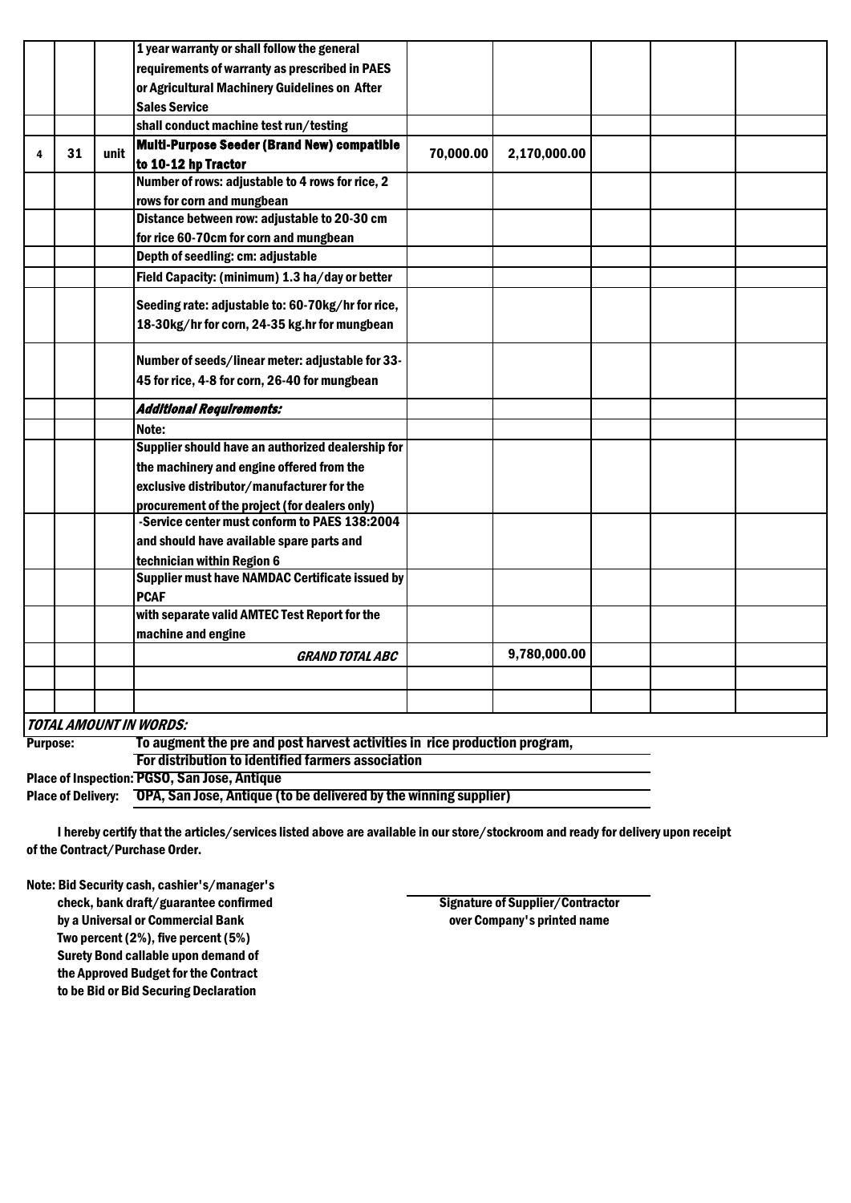| | | | | | | | | |
|---|---|---|---|---|---|---|---|---|
| | | | 1 year warranty or shall follow the general requirements of warranty as prescribed in PAES or Agricultural Machinery Guidelines on After Sales Service | | | | | |
| | | | shall conduct machine test run/testing | | | | | |
| 4 | 31 | unit | **Multi-Purpose Seeder (Brand New) compatible to 10-12 hp Tractor** | 70,000.00 | 2,170,000.00 | | | |
| | | | Number of rows: adjustable to 4 rows for rice, 2 rows for corn and mungbean | | | | | |
| | | | Distance between row: adjustable to 20-30 cm for rice 60-70cm for corn and mungbean | | | | | |
| | | | Depth of seedling: cm: adjustable | | | | | |
| | | | Field Capacity: (minimum) 1.3 ha/day or better | | | | | |
| | | | Seeding rate: adjustable to: 60-70kg/hr for rice, 18-30kg/hr for corn, 24-35 kg.hr for mungbean | | | | | |
| | | | Number of seeds/linear meter: adjustable for 33-45 for rice, 4-8 for corn, 26-40 for mungbean | | | | | |
| | | | ***Additional Requirements:*** | | | | | |
| | | | Note: | | | | | |
| | | | Supplier should have an authorized dealership for the machinery and engine offered from the exclusive distributor/manufacturer for the procurement of the project (for dealers only) | | | | | |
| | | | -Service center must conform to PAES 138:2004 and should have available spare parts and technician within Region 6 | | | | | |
| | | | Supplier must have NAMDAC Certificate issued by PCAF | | | | | |
| | | | with separate valid AMTEC Test Report for the machine and engine | | | | | |
| | | | ***GRAND TOTAL ABC*** | | 9,780,000.00 | | | |
| | | | | | | | | |
| | | | | | | | | |

***TOTAL AMOUNT IN WORDS:***

**Purpose:** To augment the pre and post harvest activities in rice production program, For distribution to identified farmers association

**Place of Inspection:** PGSO, San Jose, Antique

**Place of Delivery:** OPA, San Jose, Antique (to be delivered by the winning supplier)

I hereby certify that the articles/services listed above are available in our store/stockroom and ready for delivery upon receipt of the Contract/Purchase Order.

Note: Bid Security cash, cashier's/manager's check, bank draft/guarantee confirmed by a Universal or Commercial Bank Two percent (2%), five percent (5%) Surety Bond callable upon demand of the Approved Budget for the Contract to be Bid or Bid Securing Declaration

Signature of Supplier/Contractor over Company's printed name